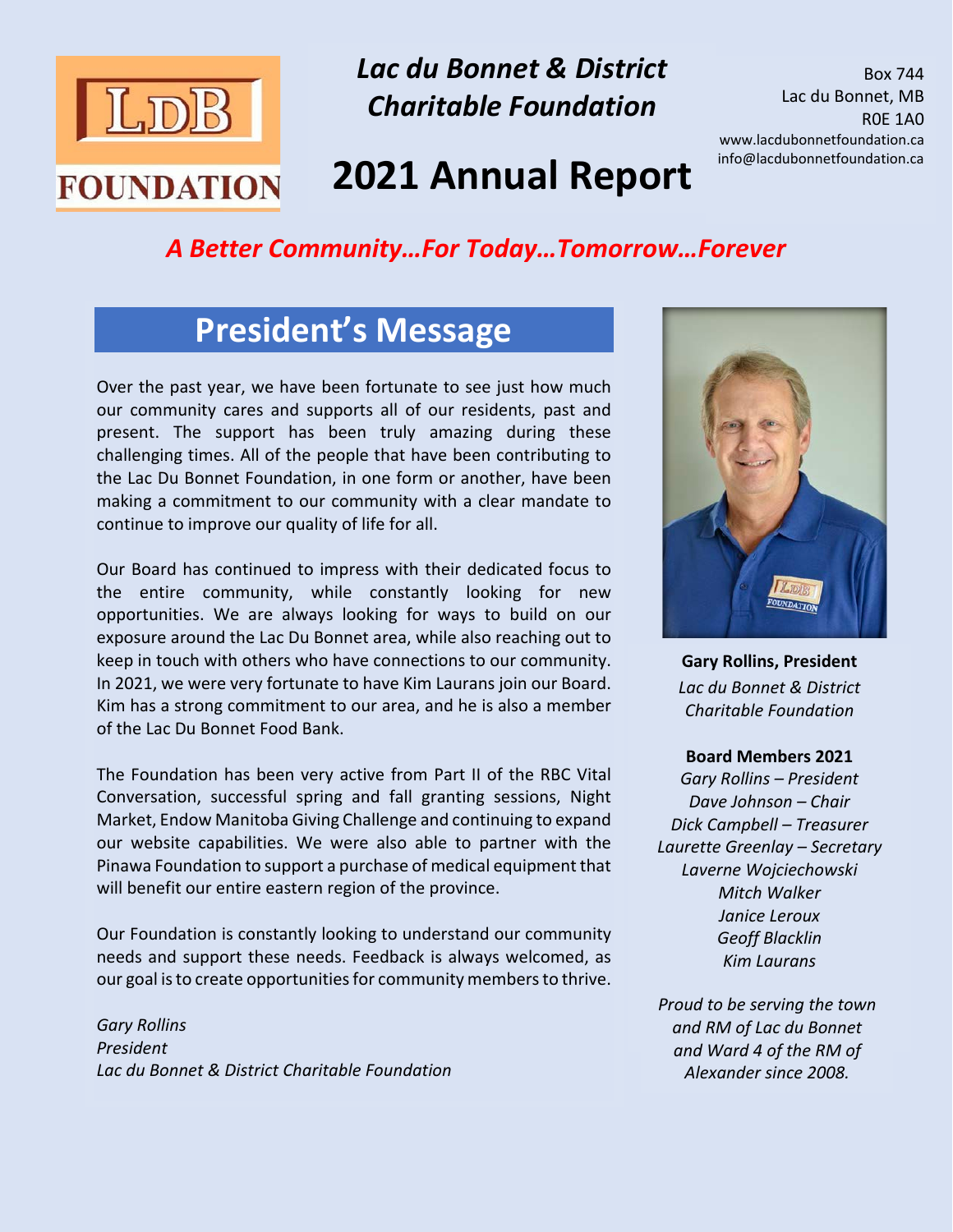# Lac du Bonnet & District Charitable Foundation

Box 744
Lac du Bonnet, MB
R0E 1A0
www.lacdubonnetfoundation.ca
info@lacdubonnetfoundation.ca

# 2021 Annual Report

*A Better Community…For Today…Tomorrow…Forever*

## President's Message

Over the past year, we have been fortunate to see just how much our community cares and supports all of our residents, past and present. The support has been truly amazing during these challenging times. All of the people that have been contributing to the Lac Du Bonnet Foundation, in one form or another, have been making a commitment to our community with a clear mandate to continue to improve our quality of life for all.

Our Board has continued to impress with their dedicated focus to the entire community, while constantly looking for new opportunities. We are always looking for ways to build on our exposure around the Lac Du Bonnet area, while also reaching out to keep in touch with others who have connections to our community. In 2021, we were very fortunate to have Kim Laurans join our Board. Kim has a strong commitment to our area, and he is also a member of the Lac Du Bonnet Food Bank.

The Foundation has been very active from Part II of the RBC Vital Conversation, successful spring and fall granting sessions, Night Market, Endow Manitoba Giving Challenge and continuing to expand our website capabilities. We were also able to partner with the Pinawa Foundation to support a purchase of medical equipment that will benefit our entire eastern region of the province.

Our Foundation is constantly looking to understand our community needs and support these needs. Feedback is always welcomed, as our goal is to create opportunities for community members to thrive.

*Gary Rollins*
*President*
*Lac du Bonnet & District Charitable Foundation*

**Gary Rollins, President**
*Lac du Bonnet & District Charitable Foundation*

**Board Members 2021**

*Gary Rollins – President*
*Dave Johnson – Chair*
*Dick Campbell – Treasurer*
*Laurette Greenlay – Secretary*
*Laverne Wojciechowski*
*Mitch Walker*
*Janice Leroux*
*Geoff Blacklin*
*Kim Laurans*

*Proud to be serving the town and RM of Lac du Bonnet and Ward 4 of the RM of Alexander since 2008.*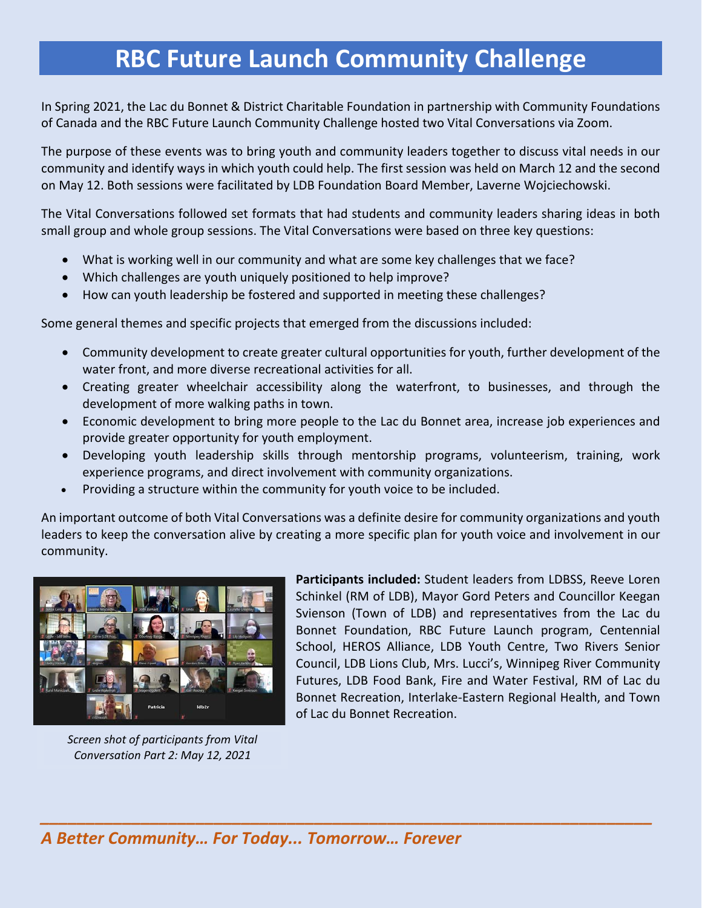# RBC Future Launch Community Challenge

In Spring 2021, the Lac du Bonnet & District Charitable Foundation in partnership with Community Foundations of Canada and the RBC Future Launch Community Challenge hosted two Vital Conversations via Zoom.

The purpose of these events was to bring youth and community leaders together to discuss vital needs in our community and identify ways in which youth could help. The first session was held on March 12 and the second on May 12. Both sessions were facilitated by LDB Foundation Board Member, Laverne Wojciechowski.

The Vital Conversations followed set formats that had students and community leaders sharing ideas in both small group and whole group sessions. The Vital Conversations were based on three key questions:

- What is working well in our community and what are some key challenges that we face?
- Which challenges are youth uniquely positioned to help improve?
- How can youth leadership be fostered and supported in meeting these challenges?

Some general themes and specific projects that emerged from the discussions included:

- Community development to create greater cultural opportunities for youth, further development of the water front, and more diverse recreational activities for all.
- Creating greater wheelchair accessibility along the waterfront, to businesses, and through the development of more walking paths in town.
- Economic development to bring more people to the Lac du Bonnet area, increase job experiences and provide greater opportunity for youth employment.
- Developing youth leadership skills through mentorship programs, volunteerism, training, work experience programs, and direct involvement with community organizations.
- Providing a structure within the community for youth voice to be included.

An important outcome of both Vital Conversations was a definite desire for community organizations and youth leaders to keep the conversation alive by creating a more specific plan for youth voice and involvement in our community.

*Screen shot of participants from Vital Conversation Part 2: May 12, 2021*

**Participants included:** Student leaders from LDBSS, Reeve Loren Schinkel (RM of LDB), Mayor Gord Peters and Councillor Keegan Svienson (Town of LDB) and representatives from the Lac du Bonnet Foundation, RBC Future Launch program, Centennial School, HEROS Alliance, LDB Youth Centre, Two Rivers Senior Council, LDB Lions Club, Mrs. Lucci's, Winnipeg River Community Futures, LDB Food Bank, Fire and Water Festival, RM of Lac du Bonnet Recreation, Interlake-Eastern Regional Health, and Town of Lac du Bonnet Recreation.

*A Better Community… For Today... Tomorrow… Forever*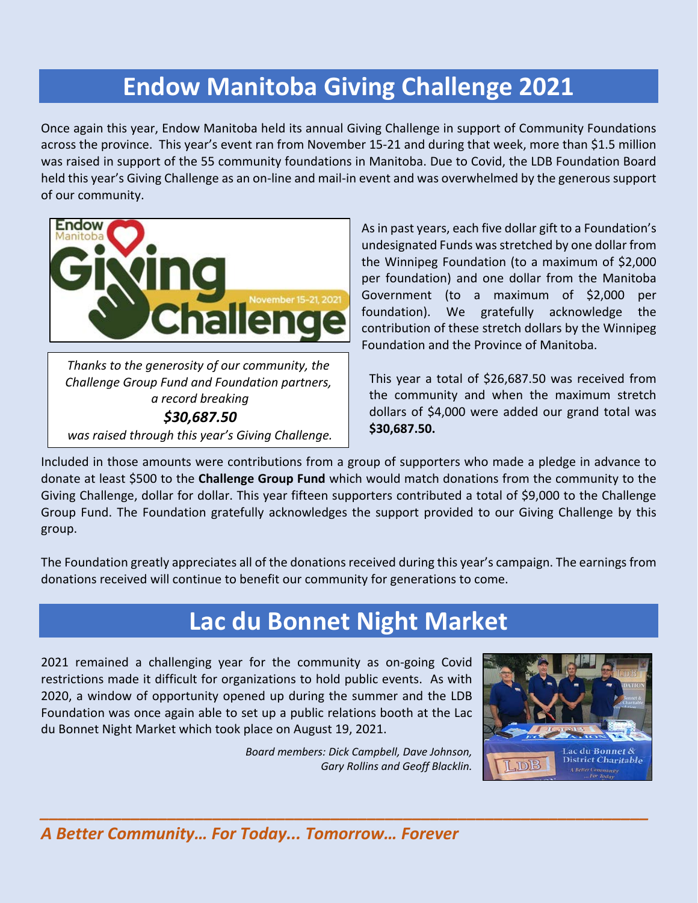# Endow Manitoba Giving Challenge 2021

Once again this year, Endow Manitoba held its annual Giving Challenge in support of Community Foundations across the province. This year's event ran from November 15-21 and during that week, more than $1.5 million was raised in support of the 55 community foundations in Manitoba. Due to Covid, the LDB Foundation Board held this year's Giving Challenge as an on-line and mail-in event and was overwhelmed by the generous support of our community.

*Thanks to the generosity of our community, the Challenge Group Fund and Foundation partners, a record breaking*

***$30,687.50***

*was raised through this year's Giving Challenge.*

As in past years, each five dollar gift to a Foundation's undesignated Funds was stretched by one dollar from the Winnipeg Foundation (to a maximum of $2,000 per foundation) and one dollar from the Manitoba Government (to a maximum of $2,000 per foundation). We gratefully acknowledge the contribution of these stretch dollars by the Winnipeg Foundation and the Province of Manitoba.

This year a total of $26,687.50 was received from the community and when the maximum stretch dollars of $4,000 were added our grand total was **$30,687.50.**

Included in those amounts were contributions from a group of supporters who made a pledge in advance to donate at least $500 to the **Challenge Group Fund** which would match donations from the community to the Giving Challenge, dollar for dollar. This year fifteen supporters contributed a total of $9,000 to the Challenge Group Fund. The Foundation gratefully acknowledges the support provided to our Giving Challenge by this group.

The Foundation greatly appreciates all of the donations received during this year's campaign. The earnings from donations received will continue to benefit our community for generations to come.

# Lac du Bonnet Night Market

2021 remained a challenging year for the community as on-going Covid restrictions made it difficult for organizations to hold public events. As with 2020, a window of opportunity opened up during the summer and the LDB Foundation was once again able to set up a public relations booth at the Lac du Bonnet Night Market which took place on August 19, 2021.

*Board members: Dick Campbell, Dave Johnson, Gary Rollins and Geoff Blacklin.*

*A Better Community… For Today... Tomorrow… Forever*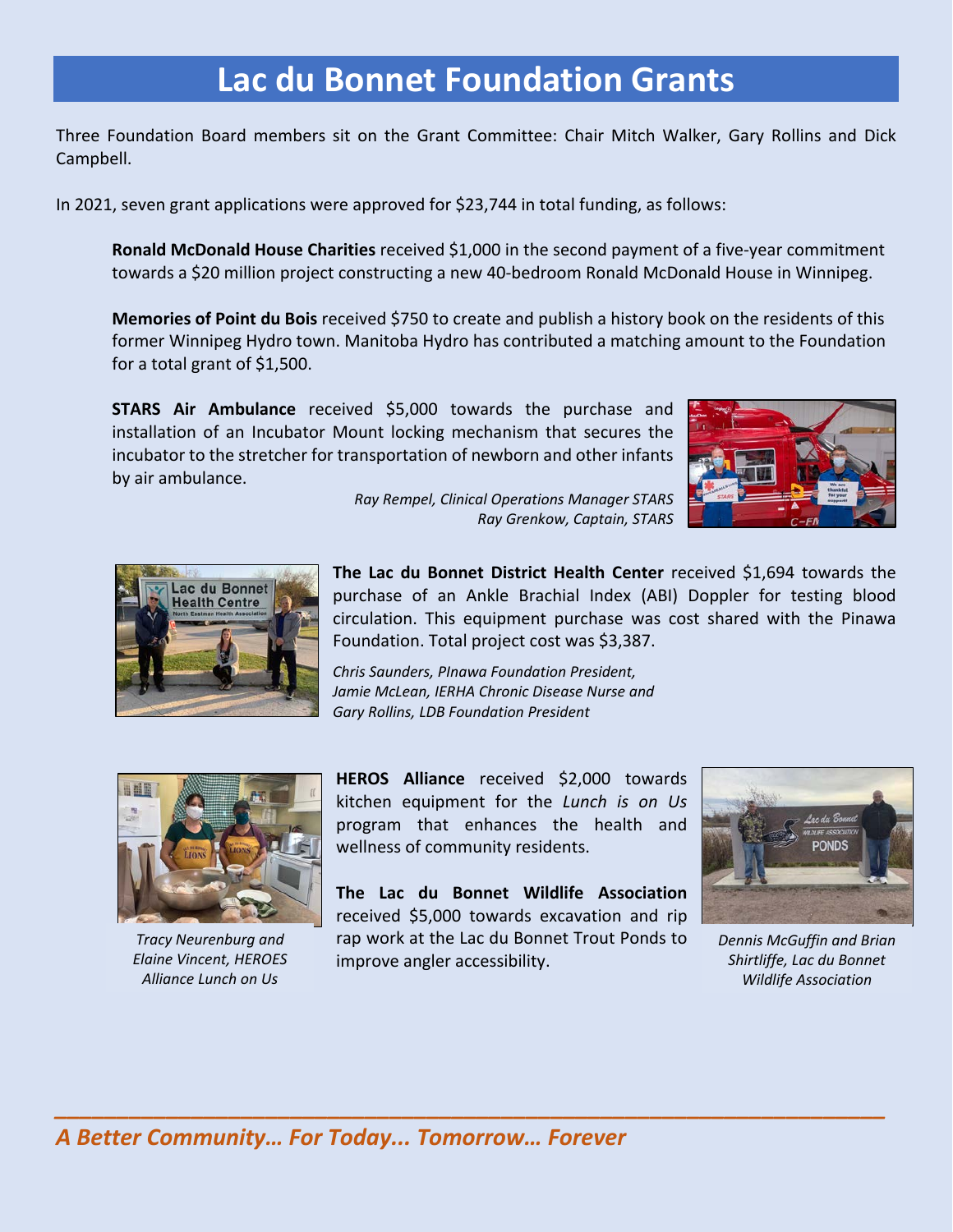# Lac du Bonnet Foundation Grants

Three Foundation Board members sit on the Grant Committee: Chair Mitch Walker, Gary Rollins and Dick Campbell.

In 2021, seven grant applications were approved for $23,744 in total funding, as follows:

**Ronald McDonald House Charities** received $1,000 in the second payment of a five-year commitment towards a $20 million project constructing a new 40-bedroom Ronald McDonald House in Winnipeg.

**Memories of Point du Bois** received $750 to create and publish a history book on the residents of this former Winnipeg Hydro town. Manitoba Hydro has contributed a matching amount to the Foundation for a total grant of $1,500.

**STARS Air Ambulance** received $5,000 towards the purchase and installation of an Incubator Mount locking mechanism that secures the incubator to the stretcher for transportation of newborn and other infants by air ambulance.

*Ray Rempel, Clinical Operations Manager STARS*
*Ray Grenkow, Captain, STARS*

**The Lac du Bonnet District Health Center** received $1,694 towards the purchase of an Ankle Brachial Index (ABI) Doppler for testing blood circulation. This equipment purchase was cost shared with the Pinawa Foundation. Total project cost was $3,387.

*Chris Saunders, PInawa Foundation President, Jamie McLean, IERHA Chronic Disease Nurse and Gary Rollins, LDB Foundation President*

**HEROS Alliance** received $2,000 towards kitchen equipment for the *Lunch is on Us* program that enhances the health and wellness of community residents.

*Tracy Neurenburg and Elaine Vincent, HEROES Alliance Lunch on Us*

**The Lac du Bonnet Wildlife Association** received $5,000 towards excavation and rip rap work at the Lac du Bonnet Trout Ponds to improve angler accessibility.

*Dennis McGuffin and Brian Shirtliffe, Lac du Bonnet Wildlife Association*

*A Better Community… For Today... Tomorrow… Forever*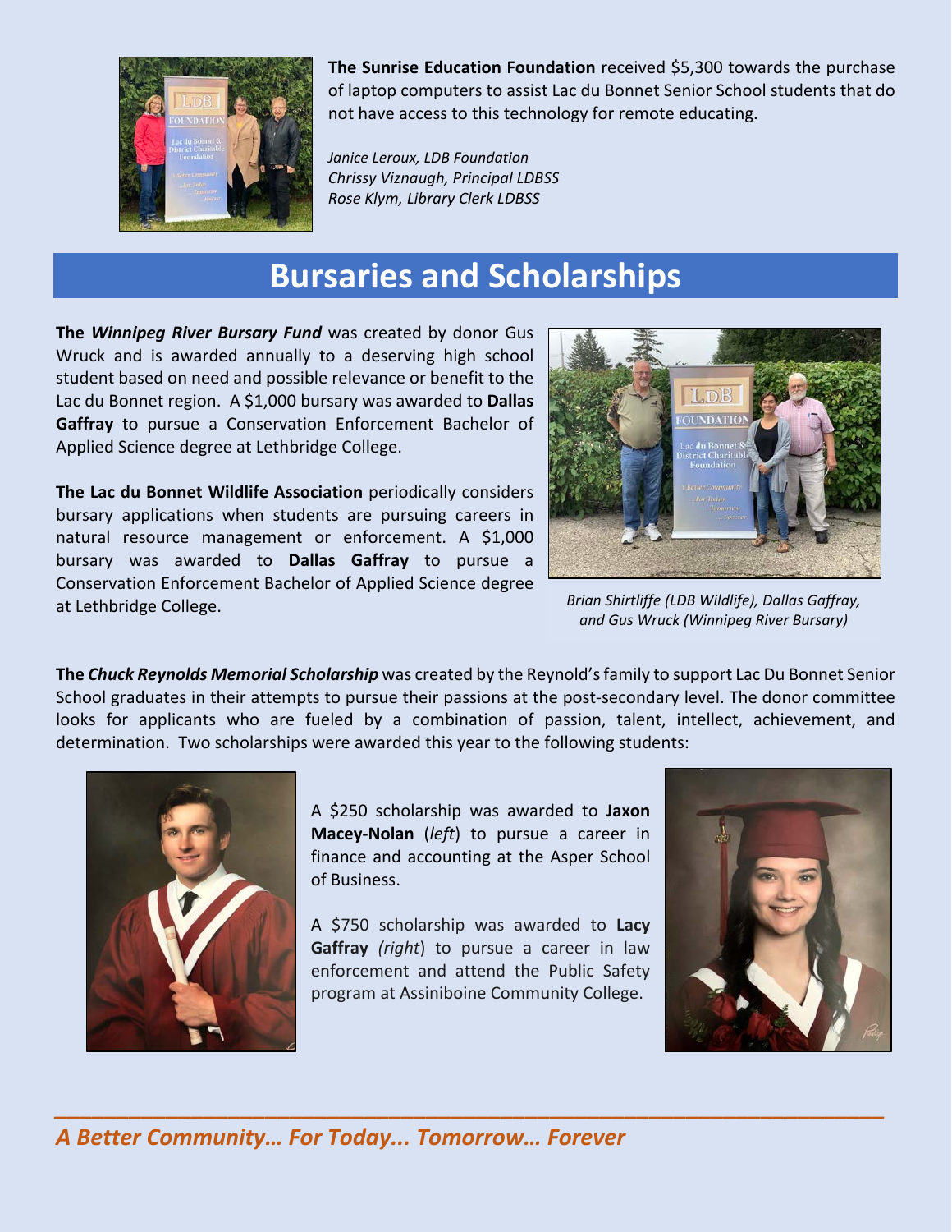**The Sunrise Education Foundation** received $5,300 towards the purchase of laptop computers to assist Lac du Bonnet Senior School students that do not have access to this technology for remote educating.

*Janice Leroux, LDB Foundation*
*Chrissy Viznaugh, Principal LDBSS*
*Rose Klym, Library Clerk LDBSS*

## Bursaries and Scholarships

**The *Winnipeg River Bursary Fund*** was created by donor Gus Wruck and is awarded annually to a deserving high school student based on need and possible relevance or benefit to the Lac du Bonnet region. A $1,000 bursary was awarded to **Dallas Gaffray** to pursue a Conservation Enforcement Bachelor of Applied Science degree at Lethbridge College.

**The Lac du Bonnet Wildlife Association** periodically considers bursary applications when students are pursuing careers in natural resource management or enforcement. A $1,000 bursary was awarded to **Dallas Gaffray** to pursue a Conservation Enforcement Bachelor of Applied Science degree at Lethbridge College.

*Brian Shirtliffe (LDB Wildlife), Dallas Gaffray, and Gus Wruck (Winnipeg River Bursary)*

**The *Chuck Reynolds Memorial Scholarship*** was created by the Reynold's family to support Lac Du Bonnet Senior School graduates in their attempts to pursue their passions at the post-secondary level. The donor committee looks for applicants who are fueled by a combination of passion, talent, intellect, achievement, and determination. Two scholarships were awarded this year to the following students:

A $250 scholarship was awarded to **Jaxon Macey-Nolan** (*left*) to pursue a career in finance and accounting at the Asper School of Business.

A $750 scholarship was awarded to **Lacy Gaffray** *(right*) to pursue a career in law enforcement and attend the Public Safety program at Assiniboine Community College.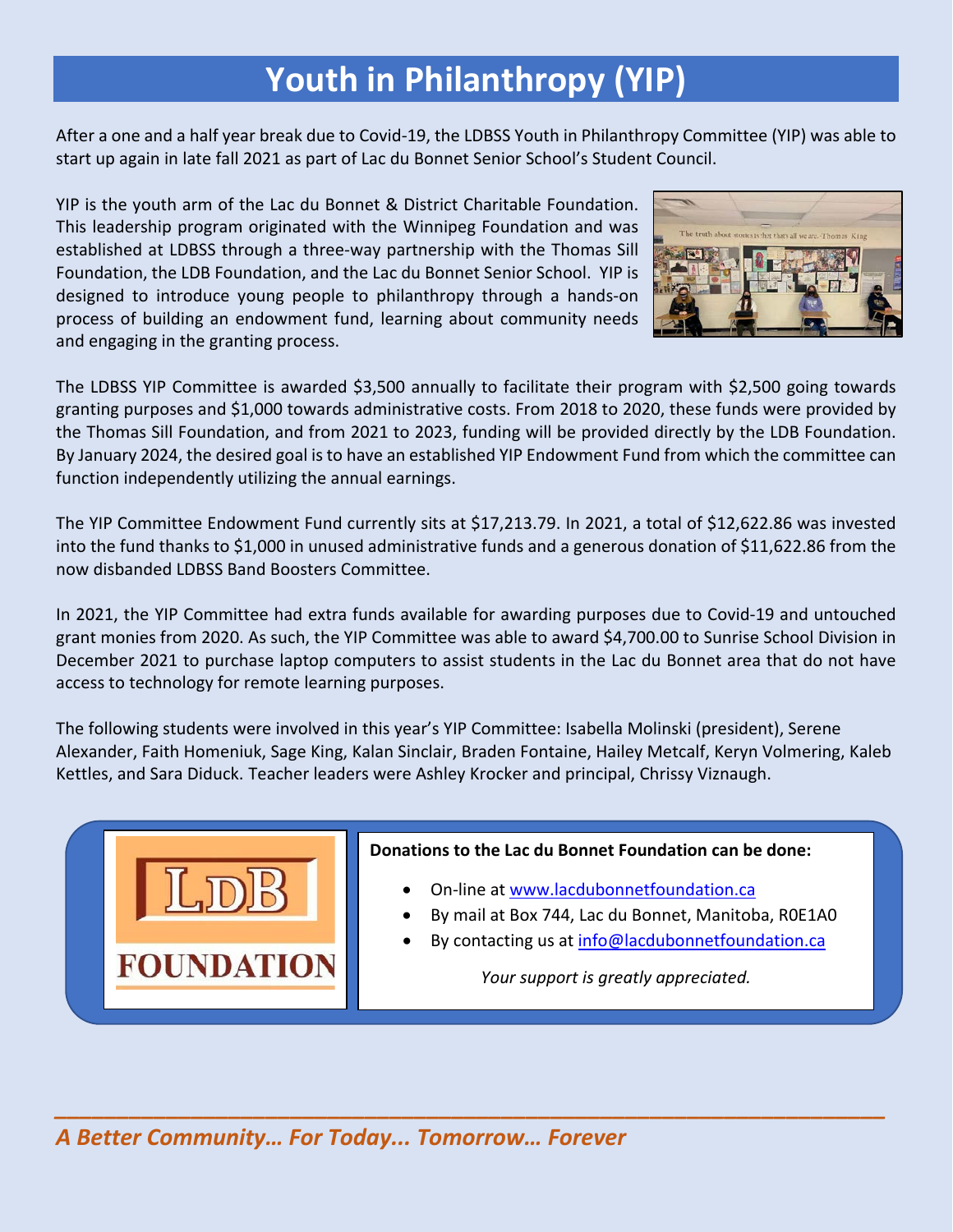# Youth in Philanthropy (YIP)

After a one and a half year break due to Covid-19, the LDBSS Youth in Philanthropy Committee (YIP) was able to start up again in late fall 2021 as part of Lac du Bonnet Senior School's Student Council.

YIP is the youth arm of the Lac du Bonnet & District Charitable Foundation. This leadership program originated with the Winnipeg Foundation and was established at LDBSS through a three-way partnership with the Thomas Sill Foundation, the LDB Foundation, and the Lac du Bonnet Senior School. YIP is designed to introduce young people to philanthropy through a hands-on process of building an endowment fund, learning about community needs and engaging in the granting process.

The LDBSS YIP Committee is awarded $3,500 annually to facilitate their program with $2,500 going towards granting purposes and $1,000 towards administrative costs. From 2018 to 2020, these funds were provided by the Thomas Sill Foundation, and from 2021 to 2023, funding will be provided directly by the LDB Foundation. By January 2024, the desired goal is to have an established YIP Endowment Fund from which the committee can function independently utilizing the annual earnings.

The YIP Committee Endowment Fund currently sits at $17,213.79. In 2021, a total of $12,622.86 was invested into the fund thanks to $1,000 in unused administrative funds and a generous donation of $11,622.86 from the now disbanded LDBSS Band Boosters Committee.

In 2021, the YIP Committee had extra funds available for awarding purposes due to Covid-19 and untouched grant monies from 2020. As such, the YIP Committee was able to award $4,700.00 to Sunrise School Division in December 2021 to purchase laptop computers to assist students in the Lac du Bonnet area that do not have access to technology for remote learning purposes.

The following students were involved in this year's YIP Committee: Isabella Molinski (president), Serene Alexander, Faith Homeniuk, Sage King, Kalan Sinclair, Braden Fontaine, Hailey Metcalf, Keryn Volmering, Kaleb Kettles, and Sara Diduck. Teacher leaders were Ashley Krocker and principal, Chrissy Viznaugh.

LDB FOUNDATION

**Donations to the Lac du Bonnet Foundation can be done:**

- On-line at www.lacdubonnetfoundation.ca
- By mail at Box 744, Lac du Bonnet, Manitoba, R0E1A0
- By contacting us at info@lacdubonnetfoundation.ca

*Your support is greatly appreciated.*

***A Better Community… For Today... Tomorrow… Forever***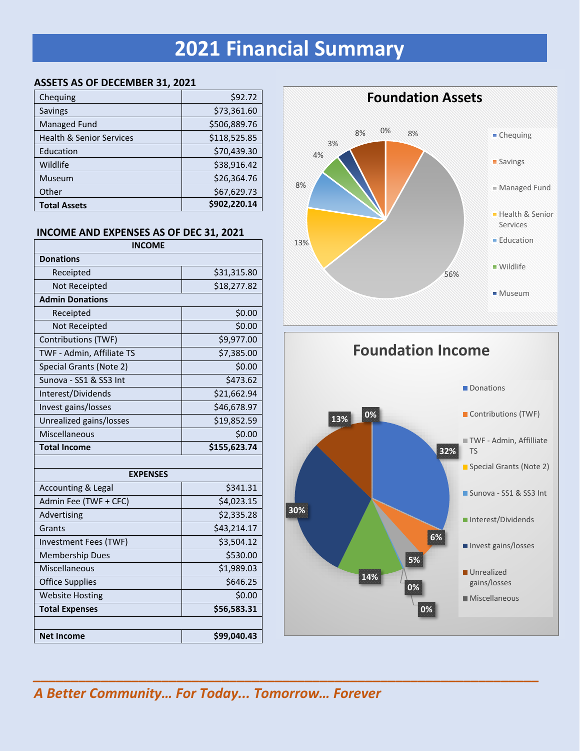# 2021 Financial Summary

### ASSETS AS OF DECEMBER 31, 2021

| | |
|---|---:|
| Chequing | $92.72 |
| Savings | $73,361.60 |
| Managed Fund | $506,889.76 |
| Health & Senior Services | $118,525.85 |
| Education | $70,439.30 |
| Wildlife | $38,916.42 |
| Museum | $26,364.76 |
| Other | $67,629.73 |
| **Total Assets** | **$902,220.14** |

### INCOME AND EXPENSES AS OF DEC 31, 2021

| INCOME | |
|---|---:|
| **Donations** | |
| Receipted | $31,315.80 |
| Not Receipted | $18,277.82 |
| **Admin Donations** | |
| Receipted | $0.00 |
| Not Receipted | $0.00 |
| Contributions (TWF) | $9,977.00 |
| TWF - Admin, Affiliate TS | $7,385.00 |
| Special Grants (Note 2) | $0.00 |
| Sunova - SS1 & SS3 Int | $473.62 |
| Interest/Dividends | $21,662.94 |
| Invest gains/losses | $46,678.97 |
| Unrealized gains/losses | $19,852.59 |
| Miscellaneous | $0.00 |
| **Total Income** | **$155,623.74** |
| | |
| **EXPENSES** | |
| Accounting & Legal | $341.31 |
| Admin Fee (TWF + CFC) | $4,023.15 |
| Advertising | $2,335.28 |
| Grants | $43,214.17 |
| Investment Fees (TWF) | $3,504.12 |
| Membership Dues | $530.00 |
| Miscellaneous | $1,989.03 |
| Office Supplies | $646.25 |
| Website Hosting | $0.00 |
| **Total Expenses** | **$56,583.31** |
| | |
| **Net Income** | **$99,040.43** |

**Foundation Assets**

Chequing 0%; Savings 8%; Managed Fund 56%; Health & Senior Services 13%; Education 8%; Wildlife 4%; Museum 3%; 8%

**Foundation Income**

Donations 32%; Contributions (TWF) 6%; TWF - Admin, Affilliate TS 5%; Special Grants (Note 2) 0%; Sunova - SS1 & SS3 Int 0%; Interest/Dividends 14%; Invest gains/losses 30%; Unrealized gains/losses 13%; Miscellaneous 0%

*A Better Community… For Today... Tomorrow… Forever*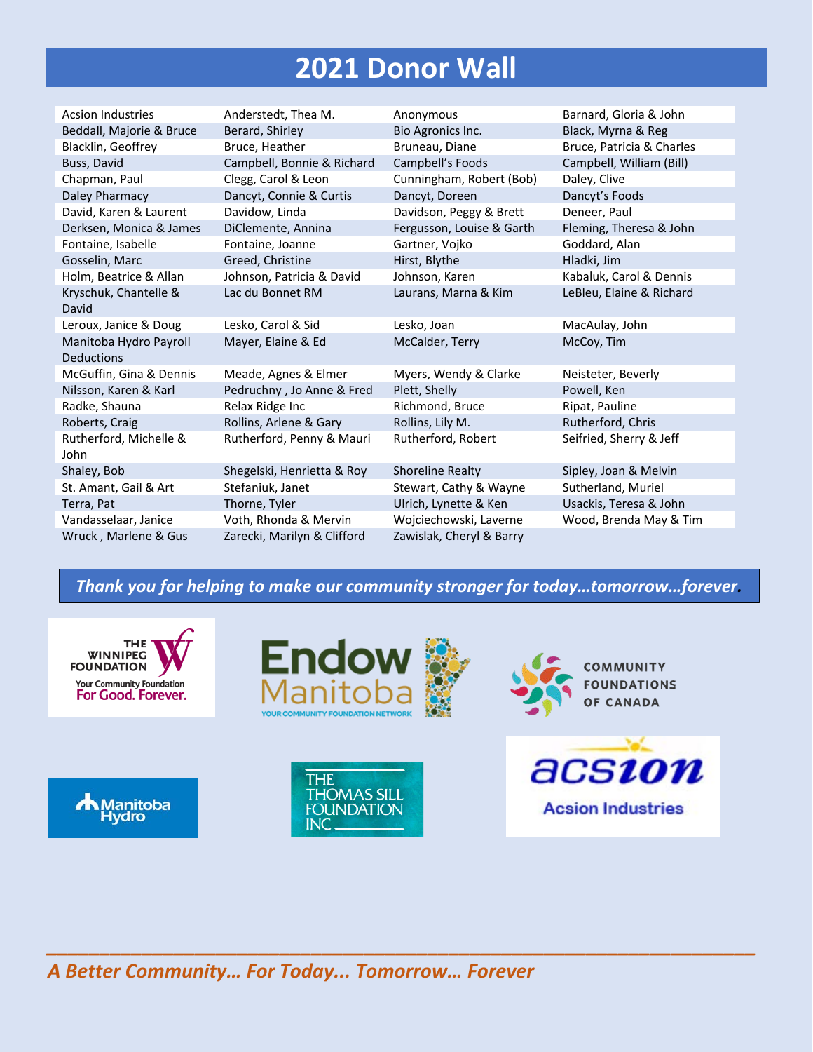# 2021 Donor Wall

| | | | |
|---|---|---|---|
| Acsion Industries | Anderstedt, Thea M. | Anonymous | Barnard, Gloria & John |
| Beddall, Majorie & Bruce | Berard, Shirley | Bio Agronics Inc. | Black, Myrna & Reg |
| Blacklin, Geoffrey | Bruce, Heather | Bruneau, Diane | Bruce, Patricia & Charles |
| Buss, David | Campbell, Bonnie & Richard | Campbell's Foods | Campbell, William (Bill) |
| Chapman, Paul | Clegg, Carol & Leon | Cunningham, Robert (Bob) | Daley, Clive |
| Daley Pharmacy | Dancyt, Connie & Curtis | Dancyt, Doreen | Dancyt's Foods |
| David, Karen & Laurent | Davidow, Linda | Davidson, Peggy & Brett | Deneer, Paul |
| Derksen, Monica & James | DiClemente, Annina | Fergusson, Louise & Garth | Fleming, Theresa & John |
| Fontaine, Isabelle | Fontaine, Joanne | Gartner, Vojko | Goddard, Alan |
| Gosselin, Marc | Greed, Christine | Hirst, Blythe | Hladki, Jim |
| Holm, Beatrice & Allan | Johnson, Patricia & David | Johnson, Karen | Kabaluk, Carol & Dennis |
| Kryschuk, Chantelle & David | Lac du Bonnet RM | Laurans, Marna & Kim | LeBleu, Elaine & Richard |
| Leroux, Janice & Doug | Lesko, Carol & Sid | Lesko, Joan | MacAulay, John |
| Manitoba Hydro Payroll Deductions | Mayer, Elaine & Ed | McCalder, Terry | McCoy, Tim |
| McGuffin, Gina & Dennis | Meade, Agnes & Elmer | Myers, Wendy & Clarke | Neisteter, Beverly |
| Nilsson, Karen & Karl | Pedruchny , Jo Anne & Fred | Plett, Shelly | Powell, Ken |
| Radke, Shauna | Relax Ridge Inc | Richmond, Bruce | Ripat, Pauline |
| Roberts, Craig | Rollins, Arlene & Gary | Rollins, Lily M. | Rutherford, Chris |
| Rutherford, Michelle & John | Rutherford, Penny & Mauri | Rutherford, Robert | Seifried, Sherry & Jeff |
| Shaley, Bob | Shegelski, Henrietta & Roy | Shoreline Realty | Sipley, Joan & Melvin |
| St. Amant, Gail & Art | Stefaniuk, Janet | Stewart, Cathy & Wayne | Sutherland, Muriel |
| Terra, Pat | Thorne, Tyler | Ulrich, Lynette & Ken | Usackis, Teresa & John |
| Vandasselaar, Janice | Voth, Rhonda & Mervin | Wojciechowski, Laverne | Wood, Brenda May & Tim |
| Wruck , Marlene & Gus | Zarecki, Marilyn & Clifford | Zawislak, Cheryl & Barry | |

***Thank you for helping to make our community stronger for today…tomorrow…forever.***

THE WINNIPEG FOUNDATION
Your Community Foundation
For Good. Forever.

Endow Manitoba
YOUR COMMUNITY FOUNDATION NETWORK

COMMUNITY FOUNDATIONS OF CANADA

Manitoba Hydro

THE THOMAS SILL FOUNDATION INC

acsion
Acsion Industries

***A Better Community… For Today... Tomorrow… Forever***